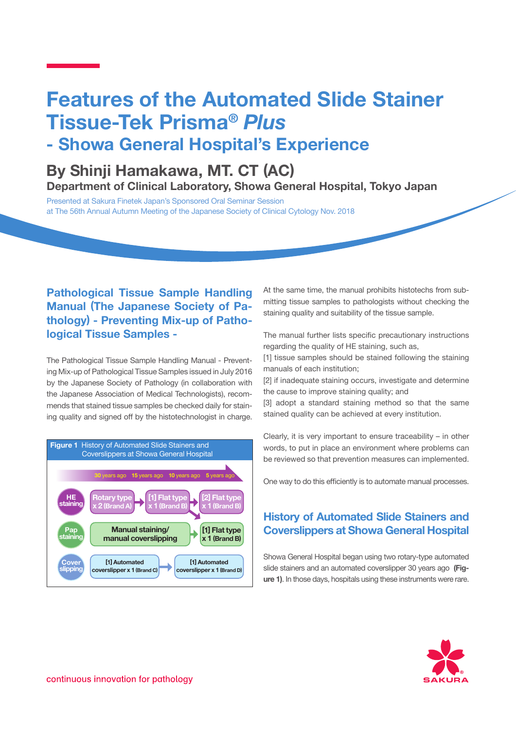# Features of the Automated Slide Stainer Tissue-Tek Prisma® *Plus*
# - Showa General Hospital's Experience

## By Shinji Hamakawa, MT. CT (AC)

**Department of Clinical Laboratory, Showa General Hospital, Tokyo Japan**

Presented at Sakura Finetek Japan's Sponsored Oral Seminar Session
at The 56th Annual Autumn Meeting of the Japanese Society of Clinical Cytology Nov. 2018

## Pathological Tissue Sample Handling Manual (The Japanese Society of Pathology) - Preventing Mix-up of Pathological Tissue Samples -

The Pathological Tissue Sample Handling Manual - Preventing Mix-up of Pathological Tissue Samples issued in July 2016 by the Japanese Society of Pathology (in collaboration with the Japanese Association of Medical Technologists), recommends that stained tissue samples be checked daily for staining quality and signed off by the histotechnologist in charge.

**Figure 1** History of Automated Slide Stainers and Coverslippers at Showa General Hospital

| | 30 years ago | 15 years ago | 10 years ago | 5 years ago |
|---|---|---|---|---|
| HE staining | Rotary type x 2 (Brand A) | [1] Flat type x 1 (Brand B) | | [2] Flat type x 1 (Brand B) |
| Pap staining | Manual staining/ manual coverslipping | | | [1] Flat type x 1 (Brand B) |
| Cover slipping | [1] Automated coverslipper x 1 (Brand C) | | [1] Automated coverslipper x 1 (Brand D) | |

At the same time, the manual prohibits histotechs from submitting tissue samples to pathologists without checking the staining quality and suitability of the tissue sample.

The manual further lists specific precautionary instructions regarding the quality of HE staining, such as,
[1] tissue samples should be stained following the staining manuals of each institution;
[2] if inadequate staining occurs, investigate and determine the cause to improve staining quality; and
[3] adopt a standard staining method so that the same stained quality can be achieved at every institution.

Clearly, it is very important to ensure traceability – in other words, to put in place an environment where problems can be reviewed so that prevention measures can implemented.

One way to do this efficiently is to automate manual processes.

## History of Automated Slide Stainers and Coverslippers at Showa General Hospital

Showa General Hospital began using two rotary-type automated slide stainers and an automated coverslipper 30 years ago **(Figure 1)**. In those days, hospitals using these instruments were rare.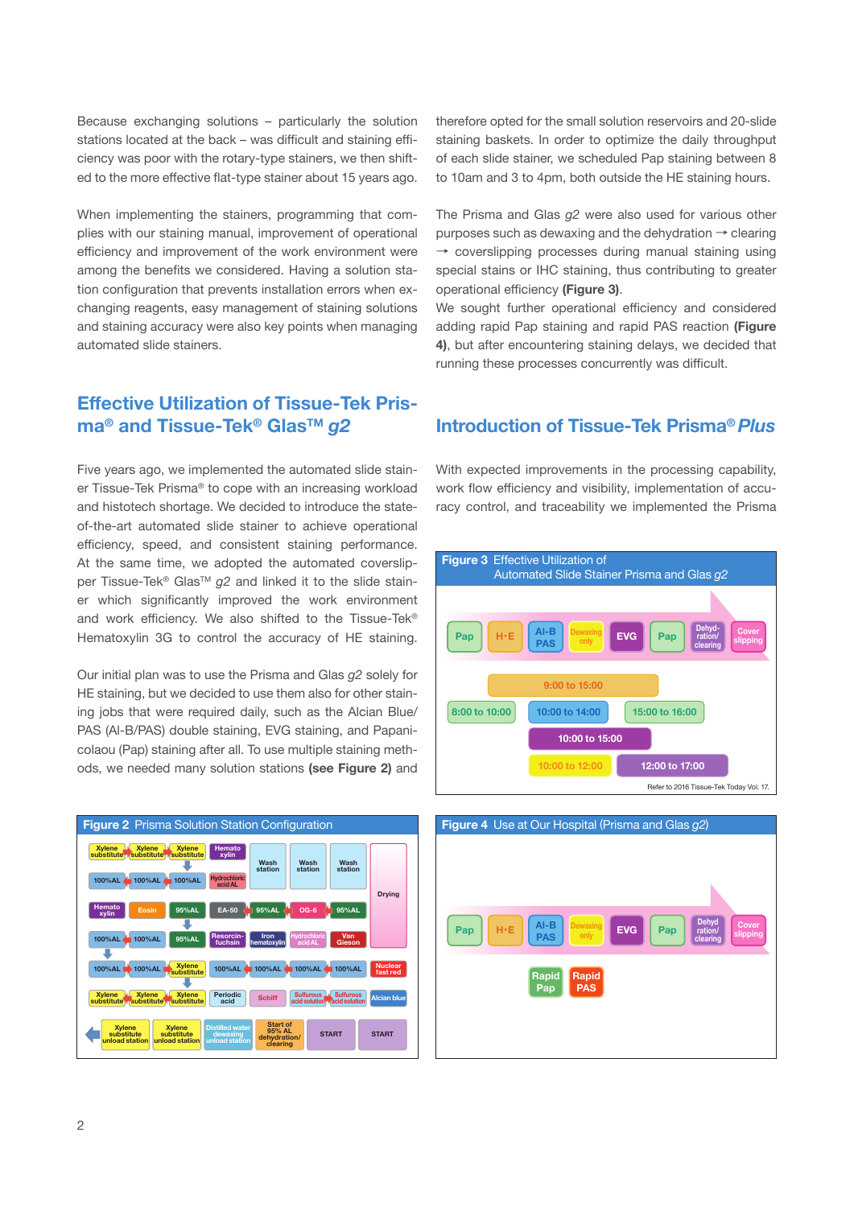Because exchanging solutions – particularly the solution stations located at the back – was difficult and staining efficiency was poor with the rotary-type stainers, we then shifted to the more effective flat-type stainer about 15 years ago.

When implementing the stainers, programming that complies with our staining manual, improvement of operational efficiency and improvement of the work environment were among the benefits we considered. Having a solution station configuration that prevents installation errors when exchanging reagents, easy management of staining solutions and staining accuracy were also key points when managing automated slide stainers.

## Effective Utilization of Tissue-Tek Prisma® and Tissue-Tek® Glas™ *g2*

Five years ago, we implemented the automated slide stainer Tissue-Tek Prisma® to cope with an increasing workload and histotech shortage. We decided to introduce the state-of-the-art automated slide stainer to achieve operational efficiency, speed, and consistent staining performance. At the same time, we adopted the automated coverslipper Tissue-Tek® Glas™ *g2* and linked it to the slide stainer which significantly improved the work environment and work efficiency. We also shifted to the Tissue-Tek® Hematoxylin 3G to control the accuracy of HE staining.

Our initial plan was to use the Prisma and Glas *g2* solely for HE staining, but we decided to use them also for other staining jobs that were required daily, such as the Alcian Blue/PAS (Al-B/PAS) double staining, EVG staining, and Papanicolaou (Pap) staining after all. To use multiple staining methods, we needed many solution stations **(see Figure 2)** and therefore opted for the small solution reservoirs and 20-slide staining baskets. In order to optimize the daily throughput of each slide stainer, we scheduled Pap staining between 8 to 10am and 3 to 4pm, both outside the HE staining hours.

The Prisma and Glas *g2* were also used for various other purposes such as dewaxing and the dehydration → clearing → coverslipping processes during manual staining using special stains or IHC staining, thus contributing to greater operational efficiency **(Figure 3)**.

We sought further operational efficiency and considered adding rapid Pap staining and rapid PAS reaction **(Figure 4)**, but after encountering staining delays, we decided that running these processes concurrently was difficult.

## Introduction of Tissue-Tek Prisma® *Plus*

With expected improvements in the processing capability, work flow efficiency and visibility, implementation of accuracy control, and traceability we implemented the Prisma

**Figure 2** Prisma Solution Station Configuration

**Figure 3** Effective Utilization of Automated Slide Stainer Prisma and Glas *g2*

Pap → H·E → Al-B PAS → Dewaxing only → EVG → Pap → Dehydration/clearing → Cover slipping

- 9:00 to 15:00
- 8:00 to 10:00
- 10:00 to 14:00
- 15:00 to 16:00
- 10:00 to 15:00
- 10:00 to 12:00
- 12:00 to 17:00

Refer to 2016 Tissue-Tek Today Vol. 17.

**Figure 4** Use at Our Hospital (Prisma and Glas *g2*)

Pap → H·E → Al-B PAS → Dewaxing only → EVG → Pap → Dehydration/clearing → Cover slipping

Rapid Pap, Rapid PAS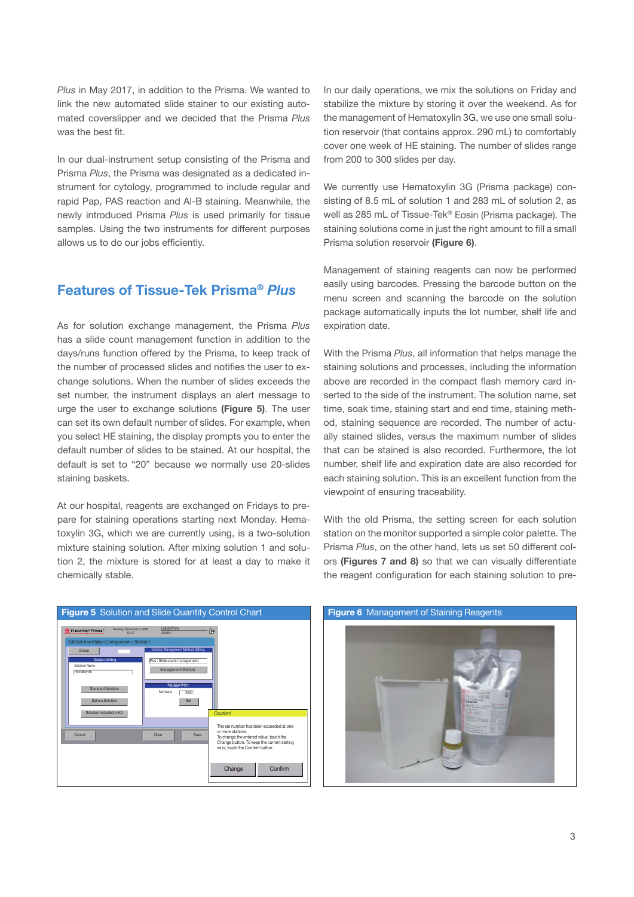*Plus* in May 2017, in addition to the Prisma. We wanted to link the new automated slide stainer to our existing automated coverslipper and we decided that the Prisma *Plus* was the best fit.

In our dual-instrument setup consisting of the Prisma and Prisma *Plus*, the Prisma was designated as a dedicated instrument for cytology, programmed to include regular and rapid Pap, PAS reaction and Al-B staining. Meanwhile, the newly introduced Prisma *Plus* is used primarily for tissue samples. Using the two instruments for different purposes allows us to do our jobs efficiently.

## Features of Tissue-Tek Prisma® *Plus*

As for solution exchange management, the Prisma *Plus* has a slide count management function in addition to the days/runs function offered by the Prisma, to keep track of the number of processed slides and notifies the user to exchange solutions. When the number of slides exceeds the set number, the instrument displays an alert message to urge the user to exchange solutions **(Figure 5)**. The user can set its own default number of slides. For example, when you select HE staining, the display prompts you to enter the default number of slides to be stained. At our hospital, the default is set to "20" because we normally use 20-slides staining baskets.

At our hospital, reagents are exchanged on Fridays to prepare for staining operations starting next Monday. Hematoxylin 3G, which we are currently using, is a two-solution mixture staining solution. After mixing solution 1 and solution 2, the mixture is stored for at least a day to make it chemically stable.

In our daily operations, we mix the solutions on Friday and stabilize the mixture by storing it over the weekend. As for the management of Hematoxylin 3G, we use one small solution reservoir (that contains approx. 290 mL) to comfortably cover one week of HE staining. The number of slides range from 200 to 300 slides per day.

We currently use Hematoxylin 3G (Prisma package) consisting of 8.5 mL of solution 1 and 283 mL of solution 2, as well as 285 mL of Tissue-Tek® Eosin (Prisma package). The staining solutions come in just the right amount to fill a small Prisma solution reservoir **(Figure 6)**.

Management of staining reagents can now be performed easily using barcodes. Pressing the barcode button on the menu screen and scanning the barcode on the solution package automatically inputs the lot number, shelf life and expiration date.

With the Prisma *Plus*, all information that helps manage the staining solutions and processes, including the information above are recorded in the compact flash memory card inserted to the side of the instrument. The solution name, set time, soak time, staining start and end time, staining method, staining sequence are recorded. The number of actually stained slides, versus the maximum number of slides that can be stained is also recorded. Furthermore, the lot number, shelf life and expiration date are also recorded for each staining solution. This is an excellent function from the viewpoint of ensuring traceability.

With the old Prisma, the setting screen for each solution station on the monitor supported a simple color palette. The Prisma *Plus*, on the other hand, lets us set 50 different colors **(Figures 7 and 8)** so that we can visually differentiate the reagent configuration for each staining solution to pre-

**Figure 5** Solution and Slide Quantity Control Chart

**Figure 6** Management of Staining Reagents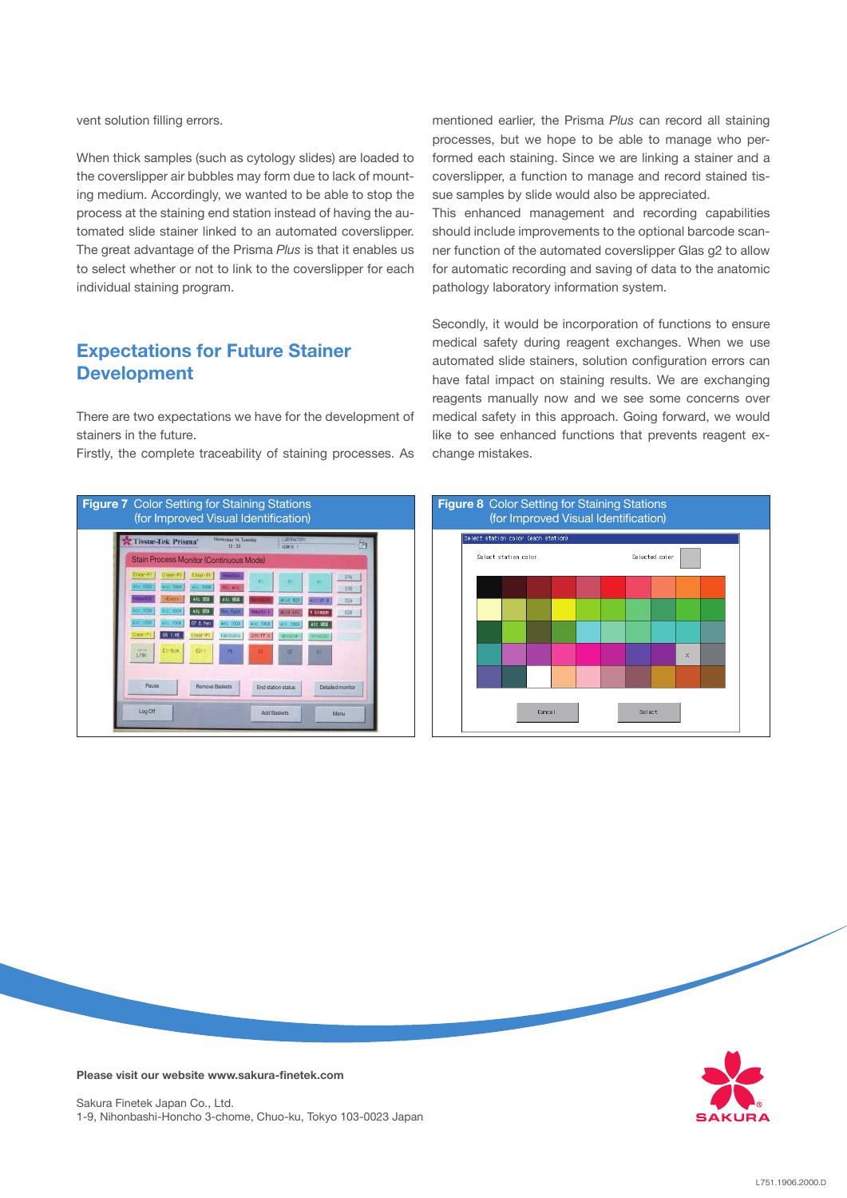vent solution filling errors.

When thick samples (such as cytology slides) are loaded to the coverslipper air bubbles may form due to lack of mounting medium. Accordingly, we wanted to be able to stop the process at the staining end station instead of having the automated slide stainer linked to an automated coverslipper. The great advantage of the Prisma *Plus* is that it enables us to select whether or not to link to the coverslipper for each individual staining program.

## Expectations for Future Stainer Development

There are two expectations we have for the development of stainers in the future.

Firstly, the complete traceability of staining processes. As mentioned earlier, the Prisma *Plus* can record all staining processes, but we hope to be able to manage who performed each staining. Since we are linking a stainer and a coverslipper, a function to manage and record stained tissue samples by slide would also be appreciated.

This enhanced management and recording capabilities should include improvements to the optional barcode scanner function of the automated coverslipper Glas g2 to allow for automatic recording and saving of data to the anatomic pathology laboratory information system.

Secondly, it would be incorporation of functions to ensure medical safety during reagent exchanges. When we use automated slide stainers, solution configuration errors can have fatal impact on staining results. We are exchanging reagents manually now and we see some concerns over medical safety in this approach. Going forward, we would like to see enhanced functions that prevents reagent exchange mistakes.

**Figure 7** Color Setting for Staining Stations (for Improved Visual Identification)

**Figure 8** Color Setting for Staining Stations (for Improved Visual Identification)

**Please visit our website www.sakura-finetek.com**

Sakura Finetek Japan Co., Ltd.
1-9, Nihonbashi-Honcho 3-chome, Chuo-ku, Tokyo 103-0023 Japan

L751.1906.2000.D